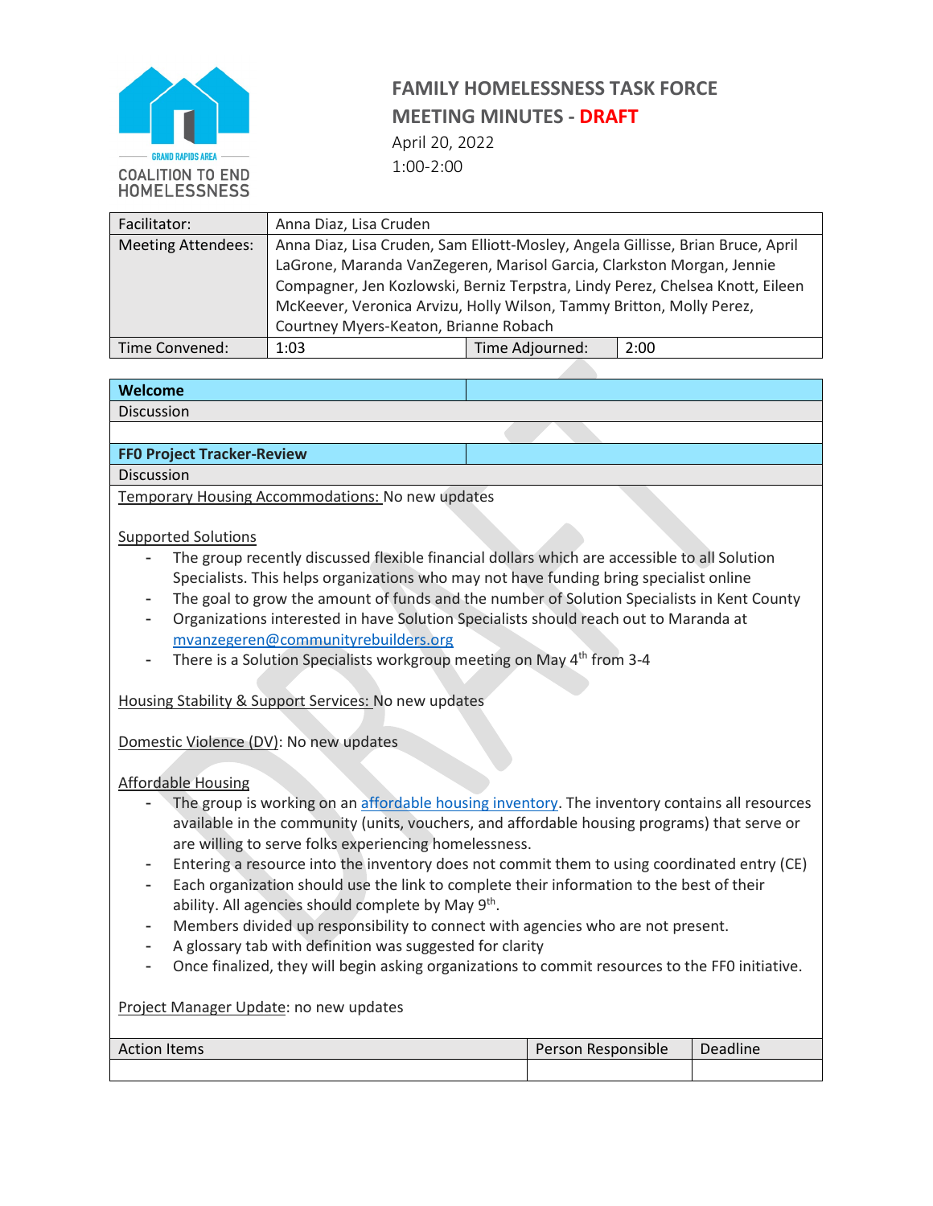GRAND RAPIDS AREA
COALITION TO END HOMELESSNESS

# FAMILY HOMELESSNESS TASK FORCE
## MEETING MINUTES - DRAFT

April 20, 2022
1:00-2:00

| Facilitator: | Anna Diaz, Lisa Cruden | | |
|---|---|---|---|
| Meeting Attendees: | Anna Diaz, Lisa Cruden, Sam Elliott-Mosley, Angela Gillisse, Brian Bruce, April LaGrone, Maranda VanZegeren, Marisol Garcia, Clarkston Morgan, Jennie Compagner, Jen Kozlowski, Berniz Terpstra, Lindy Perez, Chelsea Knott, Eileen McKeever, Veronica Arvizu, Holly Wilson, Tammy Britton, Molly Perez, Courtney Myers-Keaton, Brianne Robach | | |
| Time Convened: | 1:03 | Time Adjourned: | 2:00 |

### Welcome

Discussion

### FF0 Project Tracker-Review

Discussion

Temporary Housing Accommodations: No new updates

Supported Solutions

- The group recently discussed flexible financial dollars which are accessible to all Solution Specialists. This helps organizations who may not have funding bring specialist online
- The goal to grow the amount of funds and the number of Solution Specialists in Kent County
- Organizations interested in have Solution Specialists should reach out to Maranda at mvanzegeren@communityrebuilders.org
- There is a Solution Specialists workgroup meeting on May 4th from 3-4

Housing Stability & Support Services: No new updates

Domestic Violence (DV): No new updates

Affordable Housing

- The group is working on an affordable housing inventory. The inventory contains all resources available in the community (units, vouchers, and affordable housing programs) that serve or are willing to serve folks experiencing homelessness.
- Entering a resource into the inventory does not commit them to using coordinated entry (CE)
- Each organization should use the link to complete their information to the best of their ability. All agencies should complete by May 9th.
- Members divided up responsibility to connect with agencies who are not present.
- A glossary tab with definition was suggested for clarity
- Once finalized, they will begin asking organizations to commit resources to the FF0 initiative.

Project Manager Update: no new updates

| Action Items | Person Responsible | Deadline |
|---|---|---|
| | | |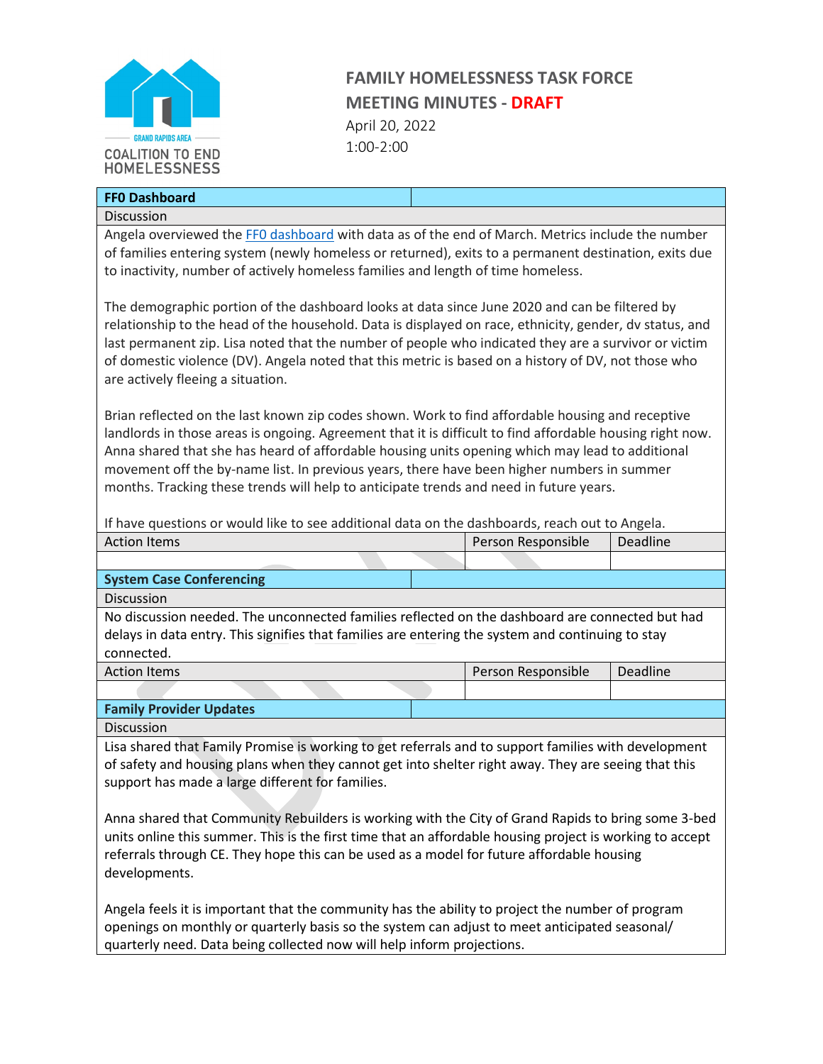# FAMILY HOMELESSNESS TASK FORCE

## MEETING MINUTES - DRAFT

April 20, 2022

1:00-2:00

### FF0 Dashboard

**Discussion**

Angela overviewed the FF0 dashboard with data as of the end of March. Metrics include the number of families entering system (newly homeless or returned), exits to a permanent destination, exits due to inactivity, number of actively homeless families and length of time homeless.

The demographic portion of the dashboard looks at data since June 2020 and can be filtered by relationship to the head of the household. Data is displayed on race, ethnicity, gender, dv status, and last permanent zip. Lisa noted that the number of people who indicated they are a survivor or victim of domestic violence (DV). Angela noted that this metric is based on a history of DV, not those who are actively fleeing a situation.

Brian reflected on the last known zip codes shown. Work to find affordable housing and receptive landlords in those areas is ongoing. Agreement that it is difficult to find affordable housing right now. Anna shared that she has heard of affordable housing units opening which may lead to additional movement off the by-name list. In previous years, there have been higher numbers in summer months. Tracking these trends will help to anticipate trends and need in future years.

If have questions or would like to see additional data on the dashboards, reach out to Angela.

| Action Items | Person Responsible | Deadline |
|---|---|---|
| | | |

### System Case Conferencing

**Discussion**

No discussion needed. The unconnected families reflected on the dashboard are connected but had delays in data entry. This signifies that families are entering the system and continuing to stay connected.

| Action Items | Person Responsible | Deadline |
|---|---|---|
| | | |

### Family Provider Updates

**Discussion**

Lisa shared that Family Promise is working to get referrals and to support families with development of safety and housing plans when they cannot get into shelter right away. They are seeing that this support has made a large different for families.

Anna shared that Community Rebuilders is working with the City of Grand Rapids to bring some 3-bed units online this summer. This is the first time that an affordable housing project is working to accept referrals through CE. They hope this can be used as a model for future affordable housing developments.

Angela feels it is important that the community has the ability to project the number of program openings on monthly or quarterly basis so the system can adjust to meet anticipated seasonal/ quarterly need. Data being collected now will help inform projections.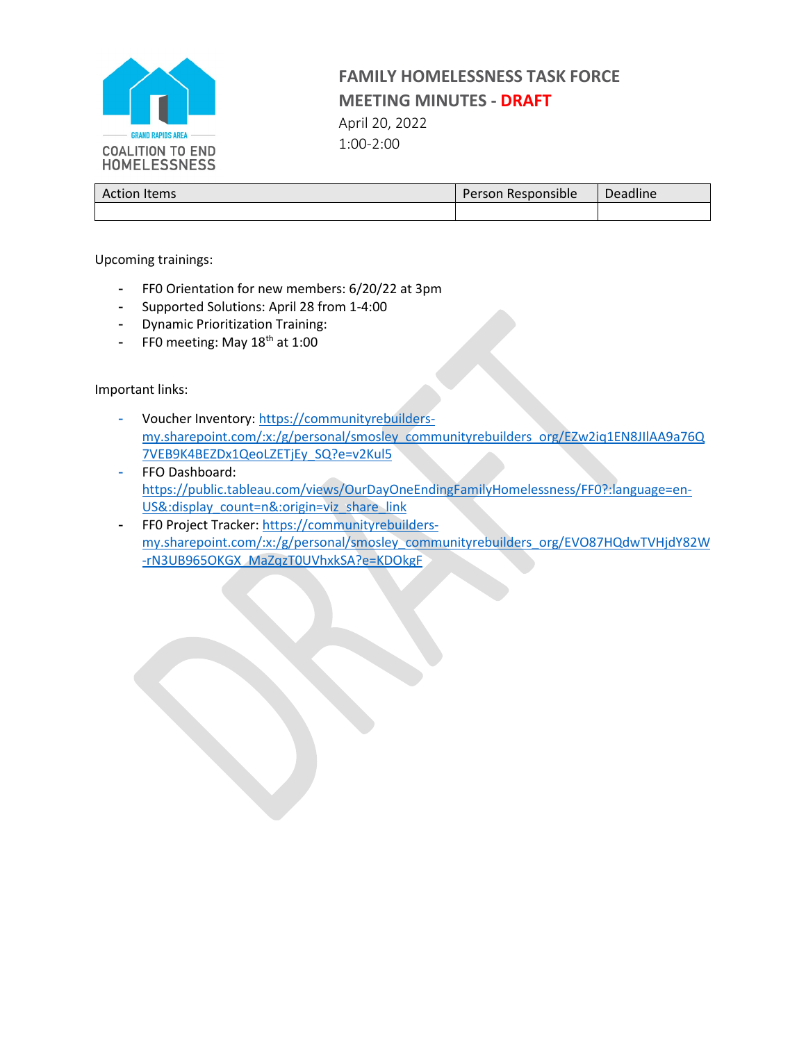# FAMILY HOMELESSNESS TASK FORCE

## MEETING MINUTES - DRAFT

April 20, 2022

1:00-2:00

| Action Items | Person Responsible | Deadline |
| --- | --- | --- |
| | | |

Upcoming trainings:

- FF0 Orientation for new members: 6/20/22 at 3pm
- Supported Solutions: April 28 from 1-4:00
- Dynamic Prioritization Training:
- FF0 meeting: May 18th at 1:00

Important links:

- Voucher Inventory: https://communityrebuilders-my.sharepoint.com/:x:/g/personal/smosley_communityrebuilders_org/EZw2iq1EN8JIlAA9a76Q7VEB9K4BEZDx1QeoLZETjEy_SQ?e=v2Kul5
- FFO Dashboard: https://public.tableau.com/views/OurDayOneEndingFamilyHomelessness/FF0?:language=en-US&:display_count=n&:origin=viz_share_link
- FF0 Project Tracker: https://communityrebuilders-my.sharepoint.com/:x:/g/personal/smosley_communityrebuilders_org/EVO87HQdwTVHjdY82W-rN3UB965OKGX_MaZqzT0UVhxkSA?e=KDOkgF